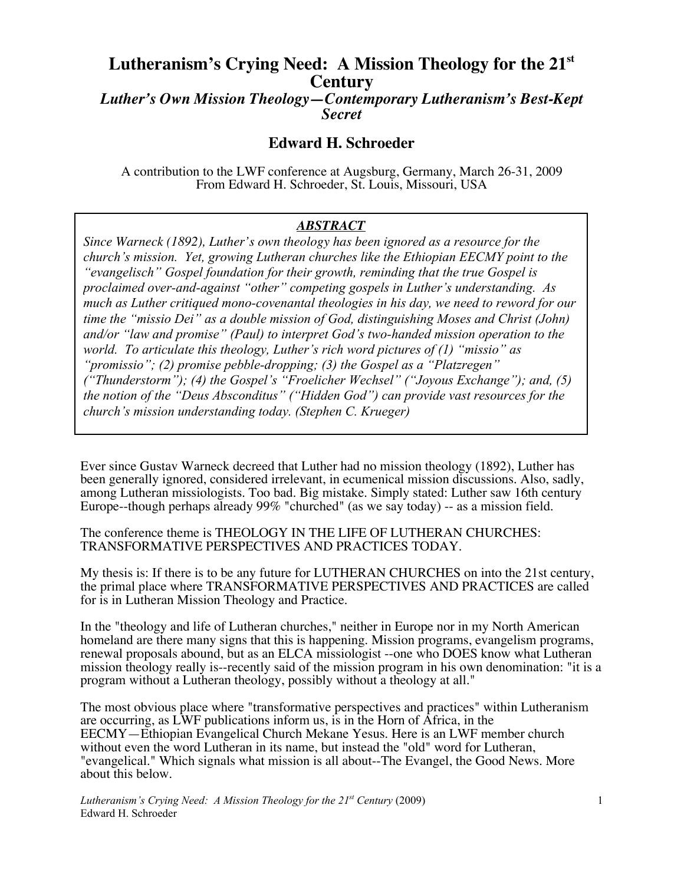# Lutheranism's Crying Need: A Mission Theology for the 21st Century

## *Luther's Own Mission Theology—Contemporary Lutheranism's Best-Kept Secret*

### Edward H. Schroeder

A contribution to the LWF conference at Augsburg, Germany, March 26-31, 2009
From Edward H. Schroeder, St. Louis, Missouri, USA

***ABSTRACT***

*Since Warneck (1892), Luther's own theology has been ignored as a resource for the church's mission. Yet, growing Lutheran churches like the Ethiopian EECMY point to the "evangelisch" Gospel foundation for their growth, reminding that the true Gospel is proclaimed over-and-against "other" competing gospels in Luther's understanding. As much as Luther critiqued mono-covenantal theologies in his day, we need to reword for our time the "missio Dei" as a double mission of God, distinguishing Moses and Christ (John) and/or "law and promise" (Paul) to interpret God's two-handed mission operation to the world. To articulate this theology, Luther's rich word pictures of (1) "missio" as "promissio"; (2) promise pebble-dropping; (3) the Gospel as a "Platzregen" ("Thunderstorm"); (4) the Gospel's "Froelicher Wechsel" ("Joyous Exchange"); and, (5) the notion of the "Deus Absconditus" ("Hidden God") can provide vast resources for the church's mission understanding today. (Stephen C. Krueger)*

Ever since Gustav Warneck decreed that Luther had no mission theology (1892), Luther has been generally ignored, considered irrelevant, in ecumenical mission discussions. Also, sadly, among Lutheran missiologists. Too bad. Big mistake. Simply stated: Luther saw 16th century Europe--though perhaps already 99% "churched" (as we say today) -- as a mission field.

The conference theme is THEOLOGY IN THE LIFE OF LUTHERAN CHURCHES: TRANSFORMATIVE PERSPECTIVES AND PRACTICES TODAY.

My thesis is: If there is to be any future for LUTHERAN CHURCHES on into the 21st century, the primal place where TRANSFORMATIVE PERSPECTIVES AND PRACTICES are called for is in Lutheran Mission Theology and Practice.

In the "theology and life of Lutheran churches," neither in Europe nor in my North American homeland are there many signs that this is happening. Mission programs, evangelism programs, renewal proposals abound, but as an ELCA missiologist --one who DOES know what Lutheran mission theology really is--recently said of the mission program in his own denomination: "it is a program without a Lutheran theology, possibly without a theology at all."

The most obvious place where "transformative perspectives and practices" within Lutheranism are occurring, as LWF publications inform us, is in the Horn of Africa, in the EECMY—Ethiopian Evangelical Church Mekane Yesus. Here is an LWF member church without even the word Lutheran in its name, but instead the "old" word for Lutheran, "evangelical." Which signals what mission is all about--The Evangel, the Good News. More about this below.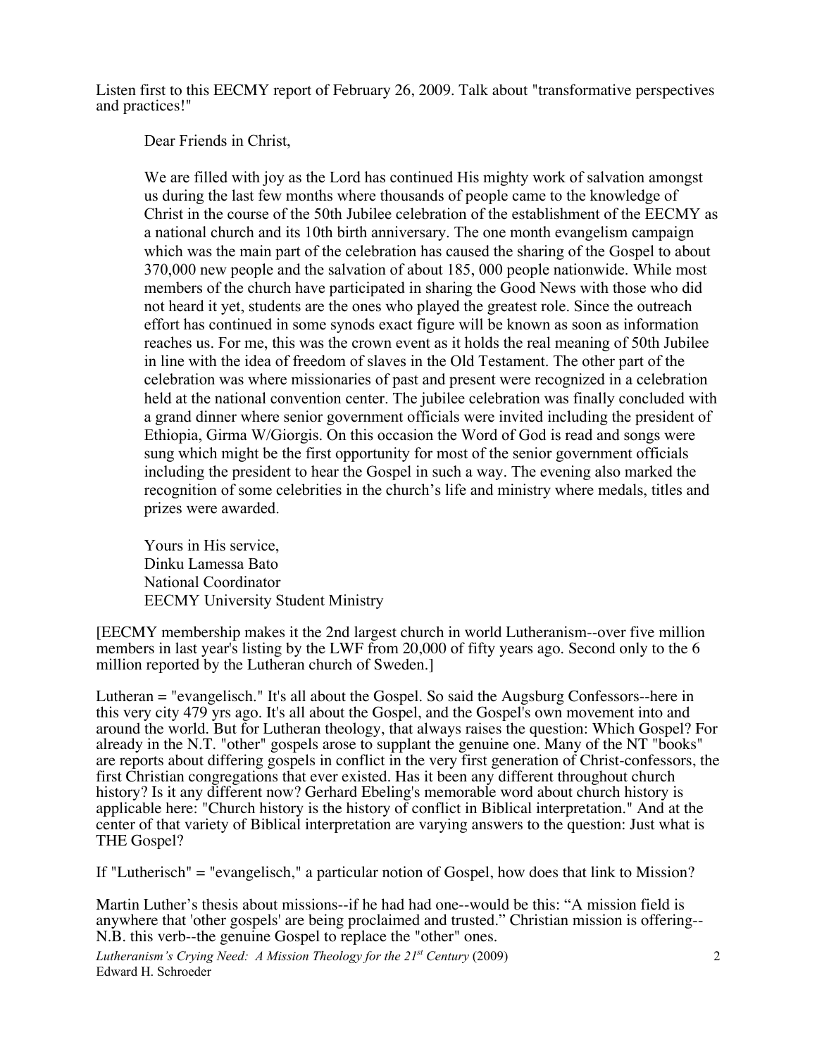Listen first to this EECMY report of February 26, 2009. Talk about "transformative perspectives and practices!"

> Dear Friends in Christ,
>
> We are filled with joy as the Lord has continued His mighty work of salvation amongst us during the last few months where thousands of people came to the knowledge of Christ in the course of the 50th Jubilee celebration of the establishment of the EECMY as a national church and its 10th birth anniversary. The one month evangelism campaign which was the main part of the celebration has caused the sharing of the Gospel to about 370,000 new people and the salvation of about 185, 000 people nationwide. While most members of the church have participated in sharing the Good News with those who did not heard it yet, students are the ones who played the greatest role. Since the outreach effort has continued in some synods exact figure will be known as soon as information reaches us. For me, this was the crown event as it holds the real meaning of 50th Jubilee in line with the idea of freedom of slaves in the Old Testament. The other part of the celebration was where missionaries of past and present were recognized in a celebration held at the national convention center. The jubilee celebration was finally concluded with a grand dinner where senior government officials were invited including the president of Ethiopia, Girma W/Giorgis. On this occasion the Word of God is read and songs were sung which might be the first opportunity for most of the senior government officials including the president to hear the Gospel in such a way. The evening also marked the recognition of some celebrities in the church's life and ministry where medals, titles and prizes were awarded.
>
> Yours in His service,
> Dinku Lamessa Bato
> National Coordinator
> EECMY University Student Ministry

[EECMY membership makes it the 2nd largest church in world Lutheranism--over five million members in last year's listing by the LWF from 20,000 of fifty years ago. Second only to the 6 million reported by the Lutheran church of Sweden.]

Lutheran = "evangelisch." It's all about the Gospel. So said the Augsburg Confessors--here in this very city 479 yrs ago. It's all about the Gospel, and the Gospel's own movement into and around the world. But for Lutheran theology, that always raises the question: Which Gospel? For already in the N.T. "other" gospels arose to supplant the genuine one. Many of the NT "books" are reports about differing gospels in conflict in the very first generation of Christ-confessors, the first Christian congregations that ever existed. Has it been any different throughout church history? Is it any different now? Gerhard Ebeling's memorable word about church history is applicable here: "Church history is the history of conflict in Biblical interpretation." And at the center of that variety of Biblical interpretation are varying answers to the question: Just what is THE Gospel?

If "Lutherisch" = "evangelisch," a particular notion of Gospel, how does that link to Mission?

Martin Luther's thesis about missions--if he had had one--would be this: "A mission field is anywhere that 'other gospels' are being proclaimed and trusted." Christian mission is offering--N.B. this verb--the genuine Gospel to replace the "other" ones.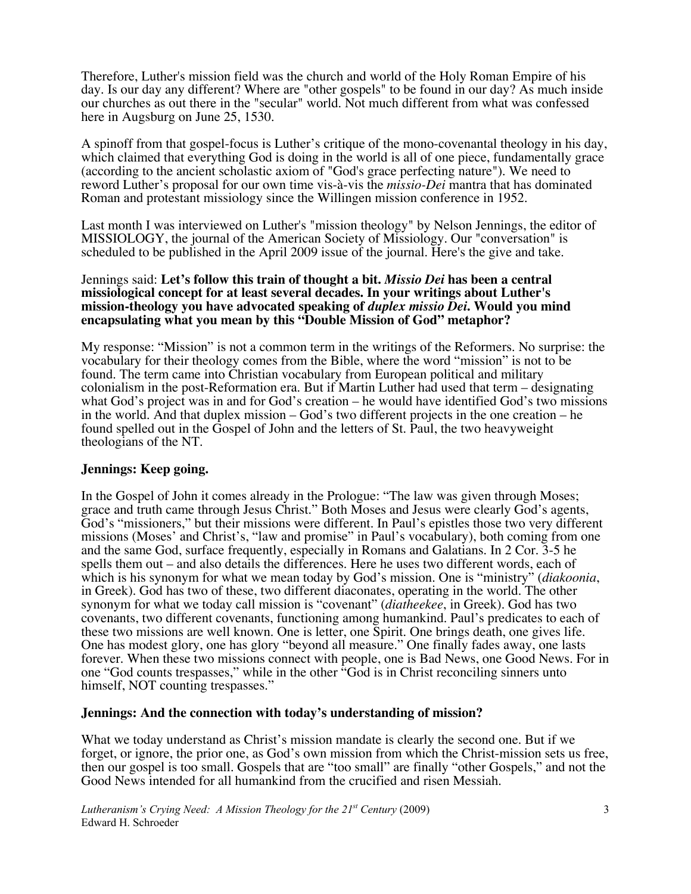Therefore, Luther's mission field was the church and world of the Holy Roman Empire of his day. Is our day any different? Where are "other gospels" to be found in our day? As much inside our churches as out there in the "secular" world. Not much different from what was confessed here in Augsburg on June 25, 1530.

A spinoff from that gospel-focus is Luther's critique of the mono-covenantal theology in his day, which claimed that everything God is doing in the world is all of one piece, fundamentally grace (according to the ancient scholastic axiom of "God's grace perfecting nature"). We need to reword Luther's proposal for our own time vis-à-vis the *missio-Dei* mantra that has dominated Roman and protestant missiology since the Willingen mission conference in 1952.

Last month I was interviewed on Luther's "mission theology" by Nelson Jennings, the editor of MISSIOLOGY, the journal of the American Society of Missiology. Our "conversation" is scheduled to be published in the April 2009 issue of the journal. Here's the give and take.

Jennings said: **Let's follow this train of thought a bit. *Missio Dei* has been a central missiological concept for at least several decades. In your writings about Luther's mission-theology you have advocated speaking of *duplex missio Dei*. Would you mind encapsulating what you mean by this "Double Mission of God" metaphor?**

My response: "Mission" is not a common term in the writings of the Reformers. No surprise: the vocabulary for their theology comes from the Bible, where the word "mission" is not to be found. The term came into Christian vocabulary from European political and military colonialism in the post-Reformation era. But if Martin Luther had used that term – designating what God's project was in and for God's creation – he would have identified God's two missions in the world. And that duplex mission – God's two different projects in the one creation – he found spelled out in the Gospel of John and the letters of St. Paul, the two heavyweight theologians of the NT.

**Jennings: Keep going.**

In the Gospel of John it comes already in the Prologue: "The law was given through Moses; grace and truth came through Jesus Christ." Both Moses and Jesus were clearly God's agents, God's "missioners," but their missions were different. In Paul's epistles those two very different missions (Moses' and Christ's, "law and promise" in Paul's vocabulary), both coming from one and the same God, surface frequently, especially in Romans and Galatians. In 2 Cor. 3-5 he spells them out – and also details the differences. Here he uses two different words, each of which is his synonym for what we mean today by God's mission. One is "ministry" (*diakoonia*, in Greek). God has two of these, two different diaconates, operating in the world. The other synonym for what we today call mission is "covenant" (*diatheekee*, in Greek). God has two covenants, two different covenants, functioning among humankind. Paul's predicates to each of these two missions are well known. One is letter, one Spirit. One brings death, one gives life. One has modest glory, one has glory "beyond all measure." One finally fades away, one lasts forever. When these two missions connect with people, one is Bad News, one Good News. For in one "God counts trespasses," while in the other "God is in Christ reconciling sinners unto himself, NOT counting trespasses."

**Jennings: And the connection with today's understanding of mission?**

What we today understand as Christ's mission mandate is clearly the second one. But if we forget, or ignore, the prior one, as God's own mission from which the Christ-mission sets us free, then our gospel is too small. Gospels that are "too small" are finally "other Gospels," and not the Good News intended for all humankind from the crucified and risen Messiah.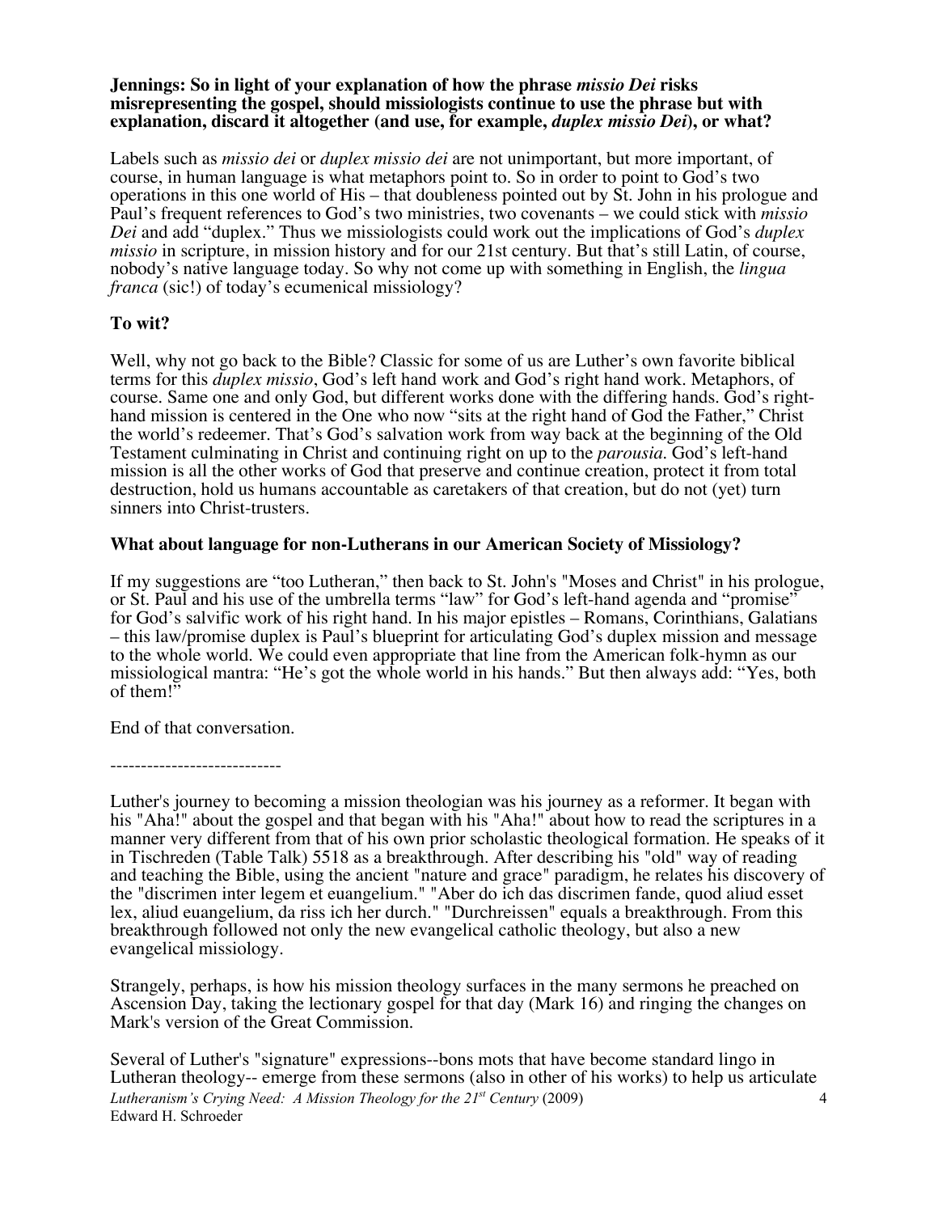**Jennings: So in light of your explanation of how the phrase *missio Dei* risks misrepresenting the gospel, should missiologists continue to use the phrase but with explanation, discard it altogether (and use, for example, *duplex missio Dei*), or what?**

Labels such as *missio dei* or *duplex missio dei* are not unimportant, but more important, of course, in human language is what metaphors point to. So in order to point to God's two operations in this one world of His – that doubleness pointed out by St. John in his prologue and Paul's frequent references to God's two ministries, two covenants – we could stick with *missio Dei* and add "duplex." Thus we missiologists could work out the implications of God's *duplex missio* in scripture, in mission history and for our 21st century. But that's still Latin, of course, nobody's native language today. So why not come up with something in English, the *lingua franca* (sic!) of today's ecumenical missiology?

**To wit?**

Well, why not go back to the Bible? Classic for some of us are Luther's own favorite biblical terms for this *duplex missio*, God's left hand work and God's right hand work. Metaphors, of course. Same one and only God, but different works done with the differing hands. God's right-hand mission is centered in the One who now "sits at the right hand of God the Father," Christ the world's redeemer. That's God's salvation work from way back at the beginning of the Old Testament culminating in Christ and continuing right on up to the *parousia*. God's left-hand mission is all the other works of God that preserve and continue creation, protect it from total destruction, hold us humans accountable as caretakers of that creation, but do not (yet) turn sinners into Christ-trusters.

**What about language for non-Lutherans in our American Society of Missiology?**

If my suggestions are "too Lutheran," then back to St. John's "Moses and Christ" in his prologue, or St. Paul and his use of the umbrella terms "law" for God's left-hand agenda and "promise" for God's salvific work of his right hand. In his major epistles – Romans, Corinthians, Galatians – this law/promise duplex is Paul's blueprint for articulating God's duplex mission and message to the whole world. We could even appropriate that line from the American folk-hymn as our missiological mantra: "He's got the whole world in his hands." But then always add: "Yes, both of them!"

End of that conversation.

----------------------------

Luther's journey to becoming a mission theologian was his journey as a reformer. It began with his "Aha!" about the gospel and that began with his "Aha!" about how to read the scriptures in a manner very different from that of his own prior scholastic theological formation. He speaks of it in Tischreden (Table Talk) 5518 as a breakthrough. After describing his "old" way of reading and teaching the Bible, using the ancient "nature and grace" paradigm, he relates his discovery of the "discrimen inter legem et euangelium." "Aber do ich das discrimen fande, quod aliud esset lex, aliud euangelium, da riss ich her durch." "Durchreissen" equals a breakthrough. From this breakthrough followed not only the new evangelical catholic theology, but also a new evangelical missiology.

Strangely, perhaps, is how his mission theology surfaces in the many sermons he preached on Ascension Day, taking the lectionary gospel for that day (Mark 16) and ringing the changes on Mark's version of the Great Commission.

Several of Luther's "signature" expressions--bons mots that have become standard lingo in Lutheran theology-- emerge from these sermons (also in other of his works) to help us articulate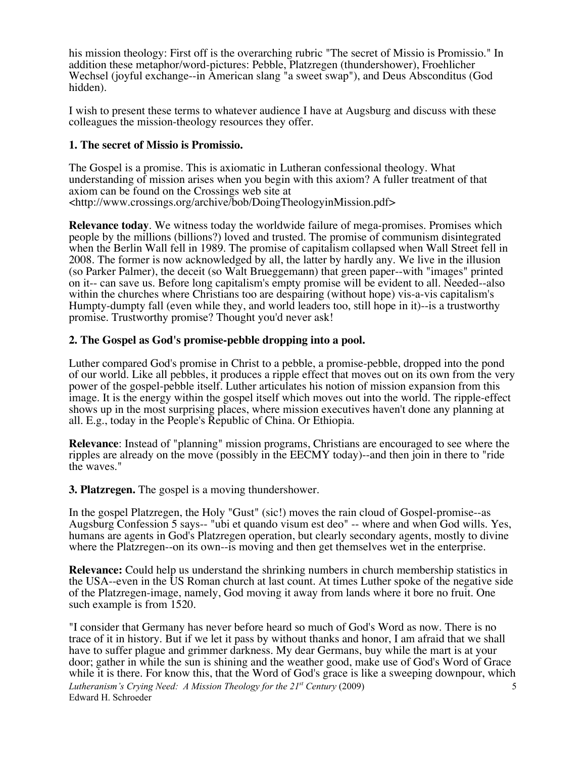his mission theology: First off is the overarching rubric "The secret of Missio is Promissio." In addition these metaphor/word-pictures: Pebble, Platzregen (thundershower), Froehlicher Wechsel (joyful exchange--in American slang "a sweet swap"), and Deus Absconditus (God hidden).

I wish to present these terms to whatever audience I have at Augsburg and discuss with these colleagues the mission-theology resources they offer.

**1. The secret of Missio is Promissio.**

The Gospel is a promise. This is axiomatic in Lutheran confessional theology. What understanding of mission arises when you begin with this axiom? A fuller treatment of that axiom can be found on the Crossings web site at <http://www.crossings.org/archive/bob/DoingTheologyinMission.pdf>

**Relevance today**. We witness today the worldwide failure of mega-promises. Promises which people by the millions (billions?) loved and trusted. The promise of communism disintegrated when the Berlin Wall fell in 1989. The promise of capitalism collapsed when Wall Street fell in 2008. The former is now acknowledged by all, the latter by hardly any. We live in the illusion (so Parker Palmer), the deceit (so Walt Brueggemann) that green paper--with "images" printed on it-- can save us. Before long capitalism's empty promise will be evident to all. Needed--also within the churches where Christians too are despairing (without hope) vis-a-vis capitalism's Humpty-dumpty fall (even while they, and world leaders too, still hope in it)--is a trustworthy promise. Trustworthy promise? Thought you'd never ask!

**2. The Gospel as God's promise-pebble dropping into a pool.**

Luther compared God's promise in Christ to a pebble, a promise-pebble, dropped into the pond of our world. Like all pebbles, it produces a ripple effect that moves out on its own from the very power of the gospel-pebble itself. Luther articulates his notion of mission expansion from this image. It is the energy within the gospel itself which moves out into the world. The ripple-effect shows up in the most surprising places, where mission executives haven't done any planning at all. E.g., today in the People's Republic of China. Or Ethiopia.

**Relevance**: Instead of "planning" mission programs, Christians are encouraged to see where the ripples are already on the move (possibly in the EECMY today)--and then join in there to "ride the waves."

**3. Platzregen.** The gospel is a moving thundershower.

In the gospel Platzregen, the Holy "Gust" (sic!) moves the rain cloud of Gospel-promise--as Augsburg Confession 5 says-- "ubi et quando visum est deo" -- where and when God wills. Yes, humans are agents in God's Platzregen operation, but clearly secondary agents, mostly to divine where the Platzregen--on its own--is moving and then get themselves wet in the enterprise.

**Relevance:** Could help us understand the shrinking numbers in church membership statistics in the USA--even in the US Roman church at last count. At times Luther spoke of the negative side of the Platzregen-image, namely, God moving it away from lands where it bore no fruit. One such example is from 1520.

"I consider that Germany has never before heard so much of God's Word as now. There is no trace of it in history. But if we let it pass by without thanks and honor, I am afraid that we shall have to suffer plague and grimmer darkness. My dear Germans, buy while the mart is at your door; gather in while the sun is shining and the weather good, make use of God's Word of Grace while it is there. For know this, that the Word of God's grace is like a sweeping downpour, which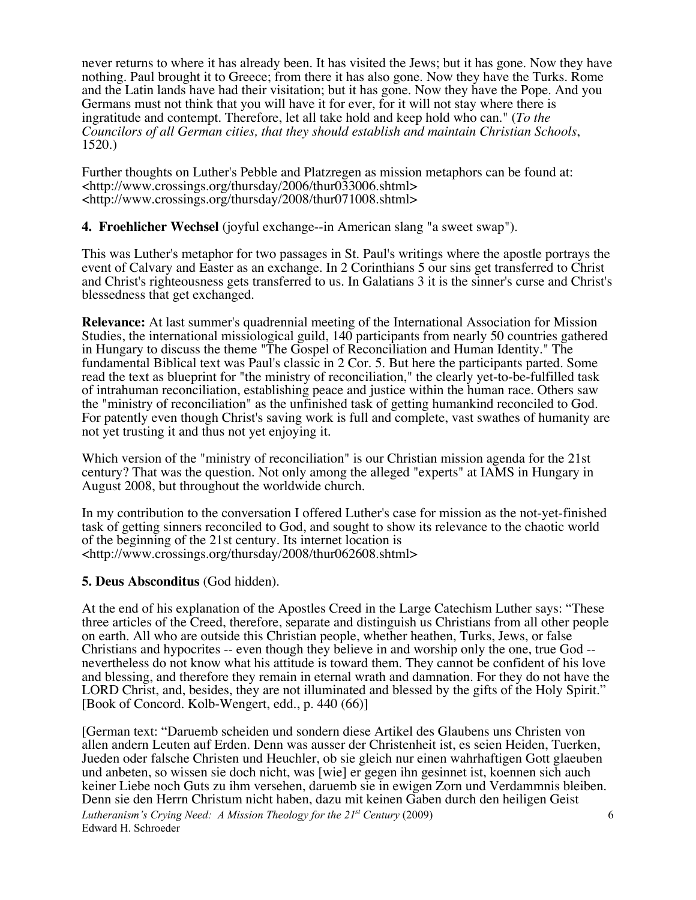never returns to where it has already been. It has visited the Jews; but it has gone. Now they have nothing. Paul brought it to Greece; from there it has also gone. Now they have the Turks. Rome and the Latin lands have had their visitation; but it has gone. Now they have the Pope. And you Germans must not think that you will have it for ever, for it will not stay where there is ingratitude and contempt. Therefore, let all take hold and keep hold who can." (*To the Councilors of all German cities, that they should establish and maintain Christian Schools*, 1520.)

Further thoughts on Luther's Pebble and Platzregen as mission metaphors can be found at:
<http://www.crossings.org/thursday/2006/thur033006.shtml>
<http://www.crossings.org/thursday/2008/thur071008.shtml>

**4. Froehlicher Wechsel** (joyful exchange--in American slang "a sweet swap").

This was Luther's metaphor for two passages in St. Paul's writings where the apostle portrays the event of Calvary and Easter as an exchange. In 2 Corinthians 5 our sins get transferred to Christ and Christ's righteousness gets transferred to us. In Galatians 3 it is the sinner's curse and Christ's blessedness that get exchanged.

**Relevance:** At last summer's quadrennial meeting of the International Association for Mission Studies, the international missiological guild, 140 participants from nearly 50 countries gathered in Hungary to discuss the theme "The Gospel of Reconciliation and Human Identity." The fundamental Biblical text was Paul's classic in 2 Cor. 5. But here the participants parted. Some read the text as blueprint for "the ministry of reconciliation," the clearly yet-to-be-fulfilled task of intrahuman reconciliation, establishing peace and justice within the human race. Others saw the "ministry of reconciliation" as the unfinished task of getting humankind reconciled to God. For patently even though Christ's saving work is full and complete, vast swathes of humanity are not yet trusting it and thus not yet enjoying it.

Which version of the "ministry of reconciliation" is our Christian mission agenda for the 21st century? That was the question. Not only among the alleged "experts" at IAMS in Hungary in August 2008, but throughout the worldwide church.

In my contribution to the conversation I offered Luther's case for mission as the not-yet-finished task of getting sinners reconciled to God, and sought to show its relevance to the chaotic world of the beginning of the 21st century. Its internet location is <http://www.crossings.org/thursday/2008/thur062608.shtml>

**5. Deus Absconditus** (God hidden).

At the end of his explanation of the Apostles Creed in the Large Catechism Luther says: "These three articles of the Creed, therefore, separate and distinguish us Christians from all other people on earth. All who are outside this Christian people, whether heathen, Turks, Jews, or false Christians and hypocrites -- even though they believe in and worship only the one, true God -- nevertheless do not know what his attitude is toward them. They cannot be confident of his love and blessing, and therefore they remain in eternal wrath and damnation. For they do not have the LORD Christ, and, besides, they are not illuminated and blessed by the gifts of the Holy Spirit." [Book of Concord. Kolb-Wengert, edd., p. 440 (66)]

[German text: "Daruemb scheiden und sondern diese Artikel des Glaubens uns Christen von allen andern Leuten auf Erden. Denn was ausser der Christenheit ist, es seien Heiden, Tuerken, Jueden oder falsche Christen und Heuchler, ob sie gleich nur einen wahrhaftigen Gott glaeuben und anbeten, so wissen sie doch nicht, was [wie] er gegen ihn gesinnet ist, koennen sich auch keiner Liebe noch Guts zu ihm versehen, daruemb sie in ewigen Zorn und Verdammnis bleiben. Denn sie den Herrn Christum nicht haben, dazu mit keinen Gaben durch den heiligen Geist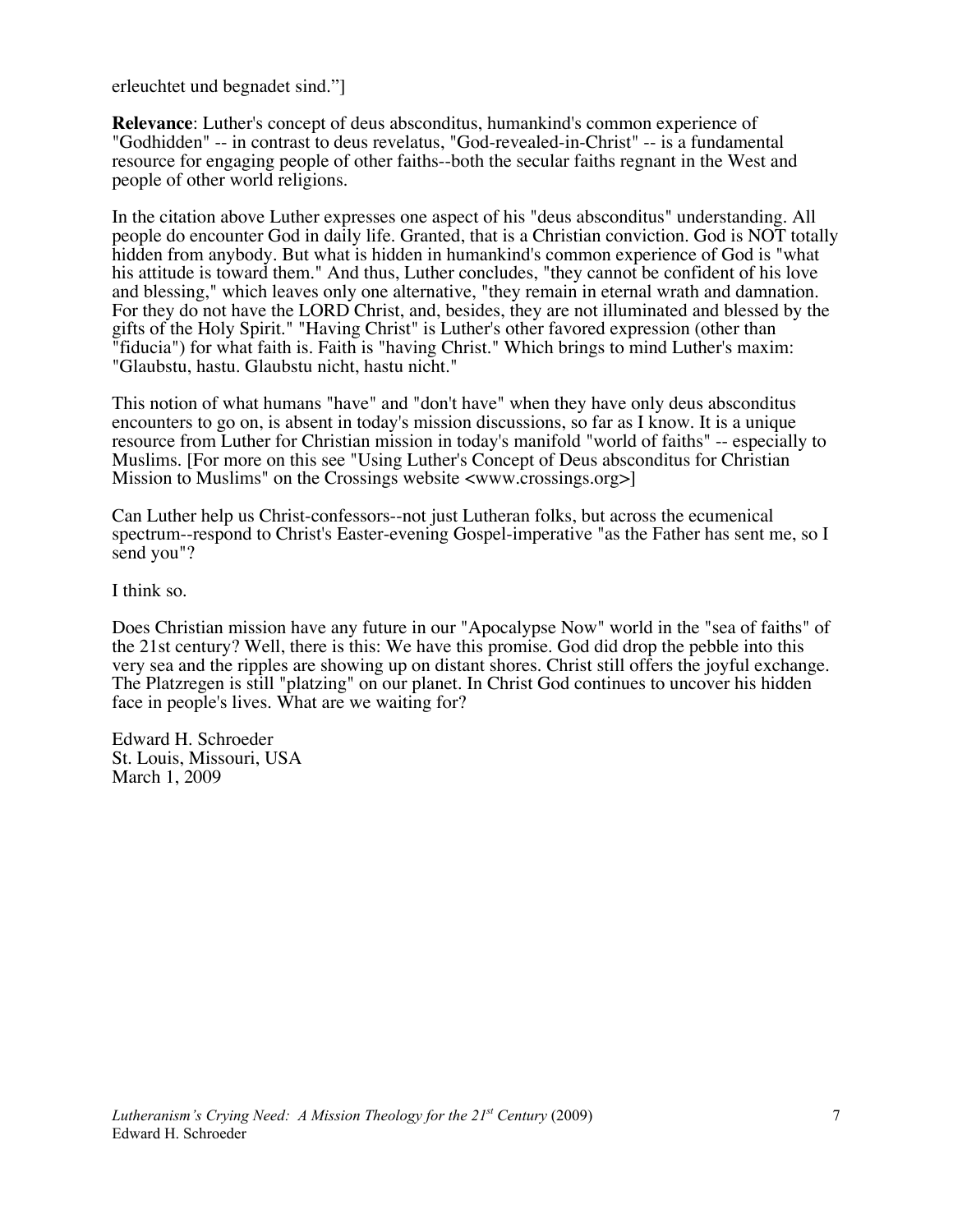erleuchtet und begnadet sind.”]

**Relevance**: Luther's concept of deus absconditus, humankind's common experience of "Godhidden" -- in contrast to deus revelatus, "God-revealed-in-Christ" -- is a fundamental resource for engaging people of other faiths--both the secular faiths regnant in the West and people of other world religions.

In the citation above Luther expresses one aspect of his "deus absconditus" understanding. All people do encounter God in daily life. Granted, that is a Christian conviction. God is NOT totally hidden from anybody. But what is hidden in humankind's common experience of God is "what his attitude is toward them." And thus, Luther concludes, "they cannot be confident of his love and blessing," which leaves only one alternative, "they remain in eternal wrath and damnation. For they do not have the LORD Christ, and, besides, they are not illuminated and blessed by the gifts of the Holy Spirit." "Having Christ" is Luther's other favored expression (other than "fiducia") for what faith is. Faith is "having Christ." Which brings to mind Luther's maxim: "Glaubstu, hastu. Glaubstu nicht, hastu nicht."

This notion of what humans "have" and "don't have" when they have only deus absconditus encounters to go on, is absent in today's mission discussions, so far as I know. It is a unique resource from Luther for Christian mission in today's manifold "world of faiths" -- especially to Muslims. [For more on this see "Using Luther's Concept of Deus absconditus for Christian Mission to Muslims" on the Crossings website <www.crossings.org>]

Can Luther help us Christ-confessors--not just Lutheran folks, but across the ecumenical spectrum--respond to Christ's Easter-evening Gospel-imperative "as the Father has sent me, so I send you"?

I think so.

Does Christian mission have any future in our "Apocalypse Now" world in the "sea of faiths" of the 21st century? Well, there is this: We have this promise. God did drop the pebble into this very sea and the ripples are showing up on distant shores. Christ still offers the joyful exchange. The Platzregen is still "platzing" on our planet. In Christ God continues to uncover his hidden face in people's lives. What are we waiting for?

Edward H. Schroeder
St. Louis, Missouri, USA
March 1, 2009